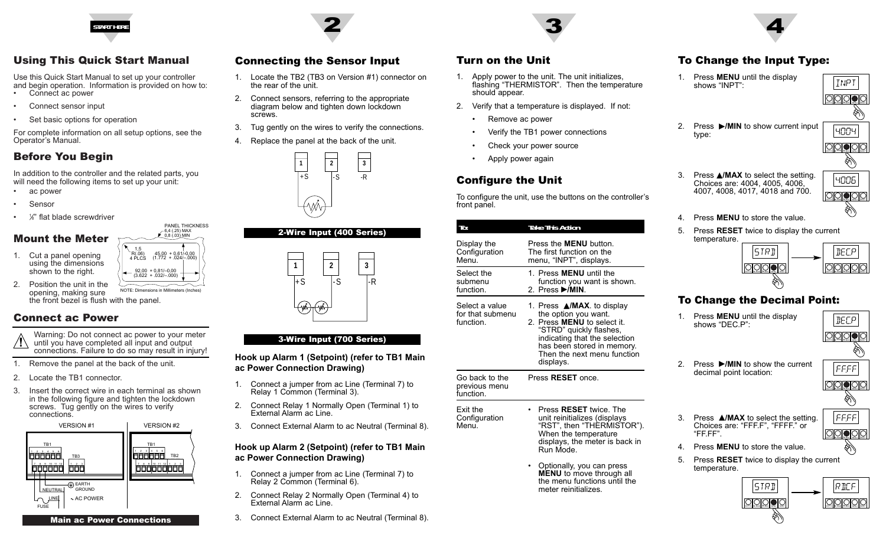START HERE

## Using This Quick Start Manual

Use this Quick Start Manual to set up your controller and begin operation. Information is provided on how to:

- Connect ac power
- Connect sensor input
- Set basic options for operation

For complete information on all setup options, see the Operator's Manual.

## Before You Begin

In addition to the controller and the related parts, you will need the following items to set up your unit:

- ac power
- Sensor
- ⅛" flat blade screwdriver

## Mount the Meter

1. Cut a panel opening using the dimensions shown to the right.
2. Position the unit in the opening, making sure the front bezel is flush with the panel.

PANEL THICKNESS 6,4 (.25) MAX 0,8 (.03) MIN

1.5 R(.06) 4 PLCS

45,00 + 0,61/-0,00 (1.772 + .024/-.000)

92,00 + 0,81/-0,00 (3.622 + .032/-.000)

NOTE: Dimensions in Millimeters (Inches)

## Connect ac Power

Warning: Do not connect ac power to your meter until you have completed all input and output connections. Failure to do so may result in injury!

1. Remove the panel at the back of the unit.
2. Locate the TB1 connector.
3. Insert the correct wire in each terminal as shown in the following figure and tighten the lockdown screws. Tug gently on the wires to verify connections.

VERSION #1 | VERSION #2

TB1, TB3, TB2, EARTH GROUND, NEUTRAL, LINE, FUSE, AC POWER

**Main ac Power Connections**

2

## Connecting the Sensor Input

1. Locate the TB2 (TB3 on Version #1) connector on the rear of the unit.
2. Connect sensors, referring to the appropriate diagram below and tighten down lockdown screws.
3. Tug gently on the wires to verify the connections.
4. Replace the panel at the back of the unit.

1 +S, 2 -S, 3 -R

**2-Wire Input (400 Series)**

1 +S, 2 -S, 3 -R

**3-Wire Input (700 Series)**

### Hook up Alarm 1 (Setpoint) (refer to TB1 Main ac Power Connection Drawing)

1. Connect a jumper from ac Line (Terminal 7) to Relay 1 Common (Terminal 3).
2. Connect Relay 1 Normally Open (Terminal 1) to External Alarm ac Line.
3. Connect External Alarm to ac Neutral (Terminal 8).

### Hook up Alarm 2 (Setpoint) (refer to TB1 Main ac Power Connection Drawing)

1. Connect a jumper from ac Line (Terminal 7) to Relay 2 Common (Terminal 6).
2. Connect Relay 2 Normally Open (Terminal 4) to External Alarm ac Line.
3. Connect External Alarm to ac Neutral (Terminal 8).

3

## Turn on the Unit

1. Apply power to the unit. The unit initializes, flashing "THERMISTOR". Then the temperature should appear.
2. Verify that a temperature is displayed. If not:
   - Remove ac power
   - Verify the TB1 power connections
   - Check your power source
   - Apply power again

## Configure the Unit

To configure the unit, use the buttons on the controller's front panel.

| To: | Take This Action |
|---|---|
| Display the Configuration Menu. | Press the **MENU** button. The first function on the menu, "INPT", displays. |
| Select the submenu function. | 1. Press **MENU** until the function you want is shown.<br>2. Press **►/MIN**. |
| Select a value for that submenu function. | 1. Press **▲/MAX**. to display the option you want.<br>2. Press **MENU** to select it. "STRD" quickly flashes, indicating that the selection has been stored in memory. Then the next menu function displays. |
| Go back to the previous menu function. | Press **RESET** once. |
| Exit the Configuration Menu. | • Press **RESET** twice. The unit reinitializes (displays "RST", then "THERMISTOR"). When the temperature displays, the meter is back in Run Mode.<br>• Optionally, you can press **MENU** to move through all the menu functions until the meter reinitializes. |

4

## To Change the Input Type:

1. Press **MENU** until the display shows "INPT": [INPT]
2. Press **►/MIN** to show current input type: [4004]
3. Press **▲/MAX** to select the setting. Choices are: 4004, 4005, 4006, 4007, 4008, 4017, 4018 and 700. [4006]
4. Press **MENU** to store the value.
5. Press **RESET** twice to display the current temperature. [STRD] → [DECP]

## To Change the Decimal Point:

1. Press **MENU** until the display shows "DEC.P": [DECP]
2. Press **►/MIN** to show the current decimal point location: [FFFF]
3. Press **▲/MAX** to select the setting. Choices are: "FFF.F", "FFFF." or "FF.FF". [FFFF]
4. Press **MENU** to store the value.
5. Press **RESET** twice to display the current temperature. [STRD] → [RDCF]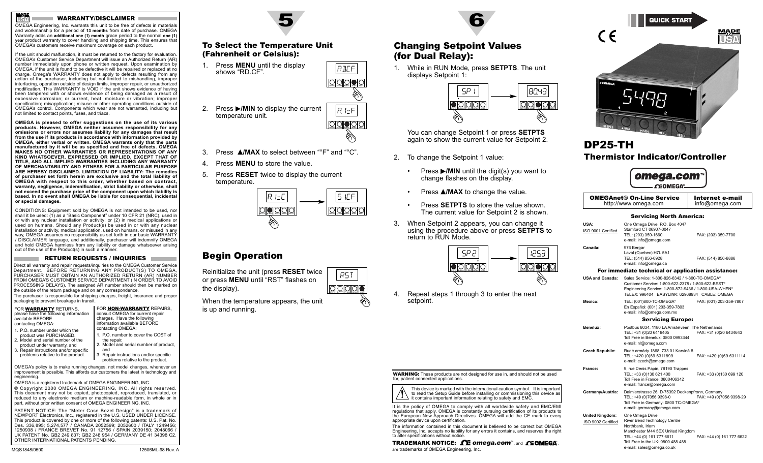## WARRANTY/DISCLAIMER

OMEGA Engineering, Inc. warrants this unit to be free of defects in materials and workmanship for a period of **13 months** from date of purchase. OMEGA Warranty adds an **additional one (1) month** grace period to the normal **one (1) year** product warranty to cover handling and shipping time. This ensures that OMEGA's customers receive maximum coverage on each product.

If the unit should malfunction, it must be returned to the factory for evaluation. OMEGA's Customer Service Department will issue an Authorized Return (AR) number immediately upon phone or written request. Upon examination by OMEGA, if the unit is found to be defective it will be repaired or replaced at no charge. OMEGA's WARRANTY does not apply to defects resulting from any action of the purchaser, including but not limited to mishandling, improper interfacing, operation outside of design limits, improper repair, or unauthorized modification. This WARRANTY is VOID if the unit shows evidence of having been tampered with or shows evidence of being damaged as a result of excessive corrosion; or current, heat, moisture or vibration; improper specification; misapplication; misuse or other operating conditions outside of OMEGA's control. Components which wear are not warranted, including but not limited to contact points, fuses, and triacs.

**OMEGA is pleased to offer suggestions on the use of its various products. However, OMEGA neither assumes responsibility for any omissions or errors nor assumes liability for any damages that result from the use if its products in accordance with information provided by OMEGA, either verbal or written. OMEGA warrants only that the parts manufactured by it will be as specified and free of defects. OMEGA MAKES NO OTHER WARRANTIES OR REPRESENTATIONS OF ANY KIND WHATSOEVER, EXPRESSED OR IMPLIED, EXCEPT THAT OF TITLE, AND ALL IMPLIED WARRANTIES INCLUDING ANY WARRANTY OF MERCHANTABILITY AND FITNESS FOR A PARTICULAR PURPOSE ARE HEREBY DISCLAIMED. LIMITATION OF LIABILITY: The remedies of purchaser set forth herein are exclusive and the total liability of OMEGA with respect to this order, whether based on contract, warranty, negligence, indemnification, strict liability or otherwise, shall not exceed the purchase price of the component upon which liability is based. In no event shall OMEGA be liable for consequential, incidental or special damages.**

CONDITIONS: Equipment sold by OMEGA is not intended to be used, nor shall it be used: (1) as a "Basic Component" under 10 CFR 21 (NRC), used in or with any nuclear installation or activity; or (2) in medical applications or used on humans. Should any Product(s) be used in or with any nuclear installation or activity, medical application, used on humans, or misused in any way, OMEGA assumes no responsibility as set forth in our basic WARRANTY / DISCLAIMER language, and additionally, purchaser will indemnify OMEGA and hold OMEGA harmless from any liability or damage whatsoever arising out of the use of the Product(s) in such a manner.

## RETURN REQUESTS / INQUIRIES

Direct all warranty and repair requests/inquiries to the OMEGA Customer Service Department. BEFORE RETURNING ANY PRODUCT(S) TO OMEGA, PURCHASER MUST OBTAIN AN AUTHORIZED RETURN (AR) NUMBER FROM OMEGA'S CUSTOMER SERVICE DEPARTMENT (IN ORDER TO AVOID PROCESSING DELAYS). The assigned AR number should then be marked on the outside of the return package and on any correspondence.

The purchaser is responsible for shipping charges, freight, insurance and proper packaging to prevent breakage in transit.

FOR **WARRANTY** RETURNS, please have the following information available BEFORE contacting OMEGA:

1. P.O. number under which the product was PURCHASED,
2. Model and serial number of the product under warranty, and
3. Repair instructions and/or specific problems relative to the product.

FOR **NON-WARRANTY** REPAIRS, consult OMEGA for current repair charges. Have the following information available BEFORE contacting OMEGA:

1. P.O. number to cover the COST of the repair,
2. Model and serial number of product, and
3. Repair instructions and/or specific problems relative to the product.

OMEGA's policy is to make running changes, not model changes, whenever an improvement is possible. This affords our customers the latest in technology and engineering.

OMEGA is a registered trademark of OMEGA ENGINEERING, INC.

© Copyright 2000 OMEGA ENGINEERING, INC. All rights reserved. This document may not be copied, photocopied, reproduced, translated, or reduced to any electronic medium or machine-readable form, in whole or in part, without prior written consent of OMEGA ENGINEERING, INC.

PATENT NOTICE: The "Meter Case Bezel Design" is a trademark of NEWPORT Electronics, Inc., registered in the U.S. UNDER LICENSE. This product is covered by one or more of the following patents: U.S. Pat. No. Des. 336,895; 5,274,577 / CANADA 2052599; 2052600 / ITALY 1249456; 1250938 / FRANCE BREVET No. 91 12756 / SPAIN 2039150; 2048066 / UK PATENT No. GB2 249 837; GB2 248 954 / GERMANY DE 41 34398 C2. OTHER INTERNATIONAL PATENTS PENDING.

MQS1848/0500 12506ML-98 Rev. A

## 5

### To Select the Temperature Unit (Fahrenheit or Celsius):

1. Press **MENU** until the display shows "RD.CF".
2. Press **▶/MIN** to display the current temperature unit.
3. Press **▲/MAX** to select between "°F" and "°C".
4. Press **MENU** to store the value.
5. Press **RESET** twice to display the current temperature.

RD.CF

R1=F

R1=C → 51.CF

## Begin Operation

Reinitialize the unit (press **RESET** twice or press **MENU** until "RST" flashes on the display).

RST

When the temperature appears, the unit is up and running.

## 6

## Changing Setpoint Values (for Dual Relay):

1. While in RUN Mode, press **SETPTS**. The unit displays Setpoint 1:

SP1 → 8043

You can change Setpoint 1 or press **SETPTS** again to show the current value for Setpoint 2.

2. To change the Setpoint 1 value:
   - Press **▶/MIN** until the digit(s) you want to change flashes on the display.
   - Press **▲/MAX** to change the value.
   - Press **SETPTS** to store the value shown. The current value for Setpoint 2 is shown.
3. When Setpoint 2 appears, you can change it using the procedure above or press **SETPTS** to return to RUN Mode.

SP2 → 1253

4. Repeat steps 1 through 3 to enter the next setpoint.

**WARNING:** These products are not designed for use in, and should not be used for, patient connected applications.

This device is marked with the international caution symbol. It is important to read the Setup Guide before installing or commissioning this device as it contains important information relating to safety and EMC.

It is the policy of OMEGA to comply with all worldwide safety and EMC/EMI regulations that apply. OMEGA is constantly pursuing certification of its products to the European New Approach Directives. OMEGA will add the CE mark to every appropriate device upon certification.

The information contained in this document is believed to be correct but OMEGA Engineering, Inc. accepts no liability for any errors it contains, and reserves the right to alter specifications without notice.

**TRADEMARK NOTICE:** omega.com™, and OMEGA® are trademarks of OMEGA Engineering, Inc.

QUICK START

# DP25-TH

## Thermistor Indicator/Controller

omega.com™ OMEGA®

| OMEGAnet® On-Line Service | Internet e-mail |
|---|---|
| http://www.omega.com | info@omega.com |

### Servicing North America:

**USA:** ISO 9001 Certified
One Omega Drive, P.O. Box 4047, Stamford CT 06907-0047
TEL: (203) 359-1660 FAX: (203) 359-7700
e-mail: info@omega.com

**Canada:** 976 Bergar, Laval (Quebec) H7L 5A1
TEL: (514) 856-6928 FAX: (514) 856-6886
e-mail: info@omega.ca

### For immediate technical or application assistance:

**USA and Canada:** Sales Service: 1-800-826-6342 / 1-800-TC-OMEGA®
Customer Service: 1-800-622-2378 / 1-800-622-BEST®
Engineering Service: 1-800-872-9436 / 1-800-USA-WHEN®
TELEX: 996404 EASYLINK: 62968934 CABLE: OMEGA

**Mexico:** TEL: (001)800-TC-OMEGA® FAX: (001) 203-359-7807
En Español: (001) 203-359-7803
e-mail: info@omega.com.mx

### Servicing Europe:

**Benelux:** Postbus 8034, 1180 LA Amstelveen, The Netherlands
TEL: +31 (0)20 6418405 FAX: +31 (0)20 6434643
Toll Free in Benelux: 0800 0993344
e-mail: nl@omega.com

**Czech Republic:** Rudé armády 1868, 733 01 Karviná 8
TEL: +420 (0)69 6311899 FAX: +420 (0)69 6311114
e-mail: czech@omega.com

**France:** 9, rue Denis Papin, 78190 Trappes
TEL: +33 (0)130 621 400 FAX: +33 (0)130 699 120
Toll Free in France: 0800406342
e-mail: france@omega.com

**Germany/Austria:** Daimlerstrasse 26, D-75392 Deckenpfronn, Germany
TEL: +49 (0)7056 9398-0 FAX: +49 (0)7056 9398-29
Toll Free in Germany: 0800 TC-OMEGA®
e-mail: germany@omega.com

**United Kingdom:** ISO 9002 Certified
One Omega Drive, River Bend Technology Centre, Northbank, Irlam, Manchester M44 5EX United Kingdom
TEL: +44 (0) 161 777 6611 FAX: +44 (0) 161 777 6622
Toll Free in the UK: 0800 488 488
e-mail: sales@omega.co.uk